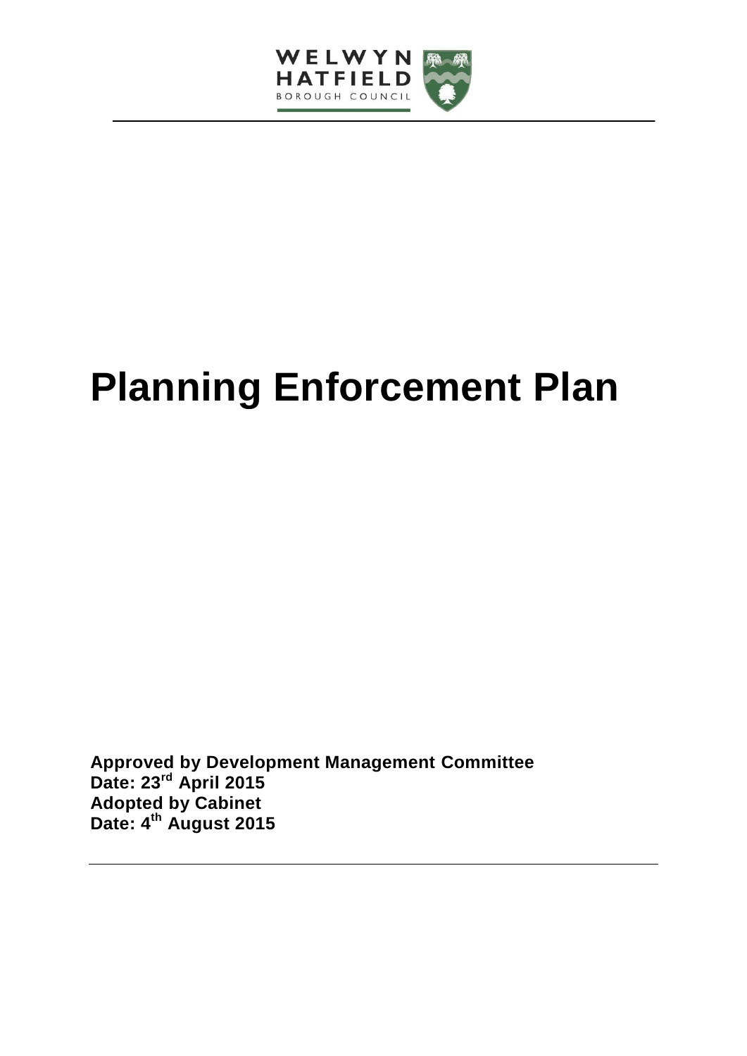WELWYN HATFIELD BOROUGH COUNCIL

# Planning Enforcement Plan

**Approved by Development Management Committee**
**Date: 23rd April 2015**
**Adopted by Cabinet**
**Date: 4th August 2015**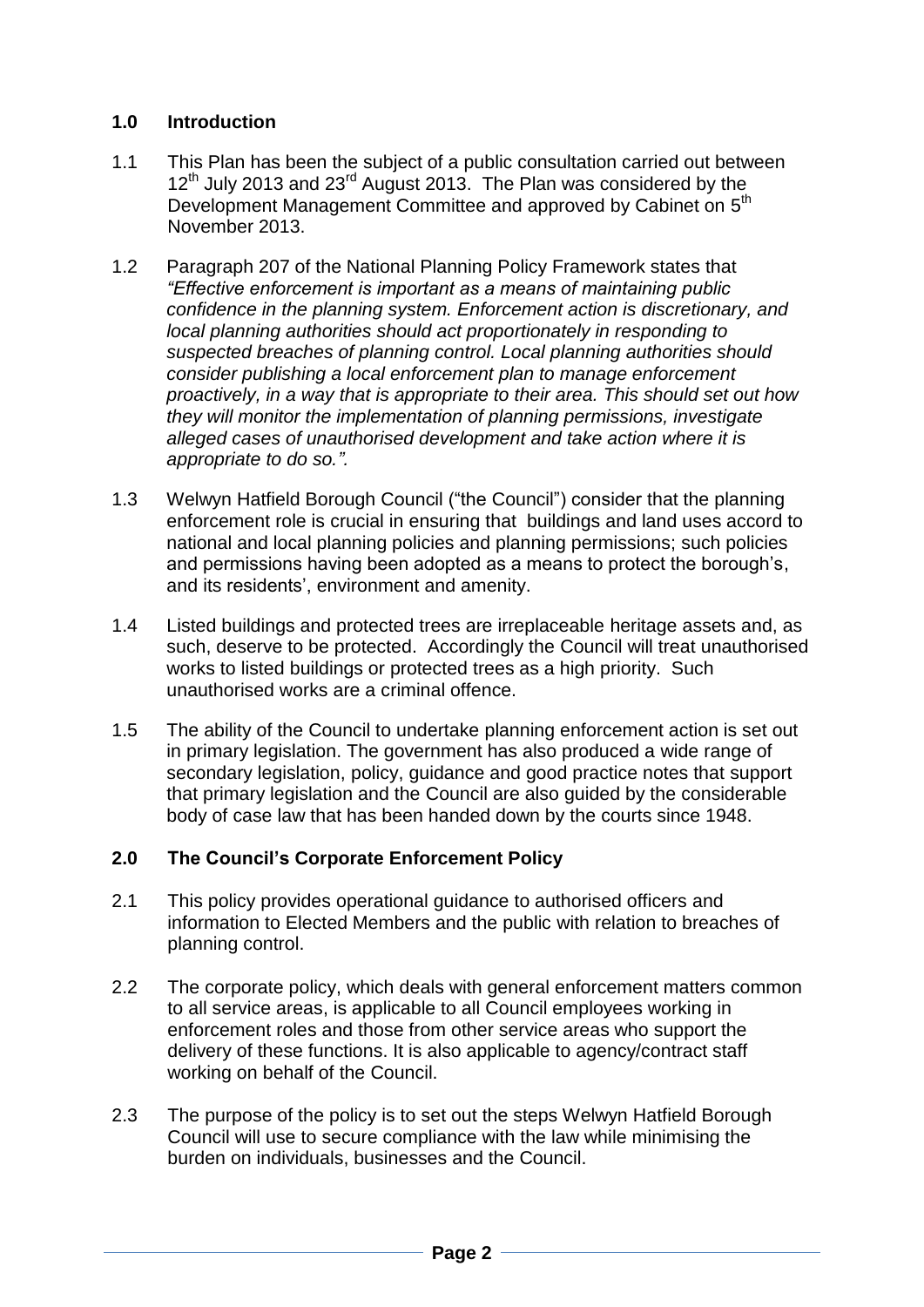## 1.0 Introduction

1.1 This Plan has been the subject of a public consultation carried out between 12th July 2013 and 23rd August 2013. The Plan was considered by the Development Management Committee and approved by Cabinet on 5th November 2013.

1.2 Paragraph 207 of the National Planning Policy Framework states that *"Effective enforcement is important as a means of maintaining public confidence in the planning system. Enforcement action is discretionary, and local planning authorities should act proportionately in responding to suspected breaches of planning control. Local planning authorities should consider publishing a local enforcement plan to manage enforcement proactively, in a way that is appropriate to their area. This should set out how they will monitor the implementation of planning permissions, investigate alleged cases of unauthorised development and take action where it is appropriate to do so.".*

1.3 Welwyn Hatfield Borough Council ("the Council") consider that the planning enforcement role is crucial in ensuring that buildings and land uses accord to national and local planning policies and planning permissions; such policies and permissions having been adopted as a means to protect the borough's, and its residents', environment and amenity.

1.4 Listed buildings and protected trees are irreplaceable heritage assets and, as such, deserve to be protected. Accordingly the Council will treat unauthorised works to listed buildings or protected trees as a high priority. Such unauthorised works are a criminal offence.

1.5 The ability of the Council to undertake planning enforcement action is set out in primary legislation. The government has also produced a wide range of secondary legislation, policy, guidance and good practice notes that support that primary legislation and the Council are also guided by the considerable body of case law that has been handed down by the courts since 1948.

## 2.0 The Council's Corporate Enforcement Policy

2.1 This policy provides operational guidance to authorised officers and information to Elected Members and the public with relation to breaches of planning control.

2.2 The corporate policy, which deals with general enforcement matters common to all service areas, is applicable to all Council employees working in enforcement roles and those from other service areas who support the delivery of these functions. It is also applicable to agency/contract staff working on behalf of the Council.

2.3 The purpose of the policy is to set out the steps Welwyn Hatfield Borough Council will use to secure compliance with the law while minimising the burden on individuals, businesses and the Council.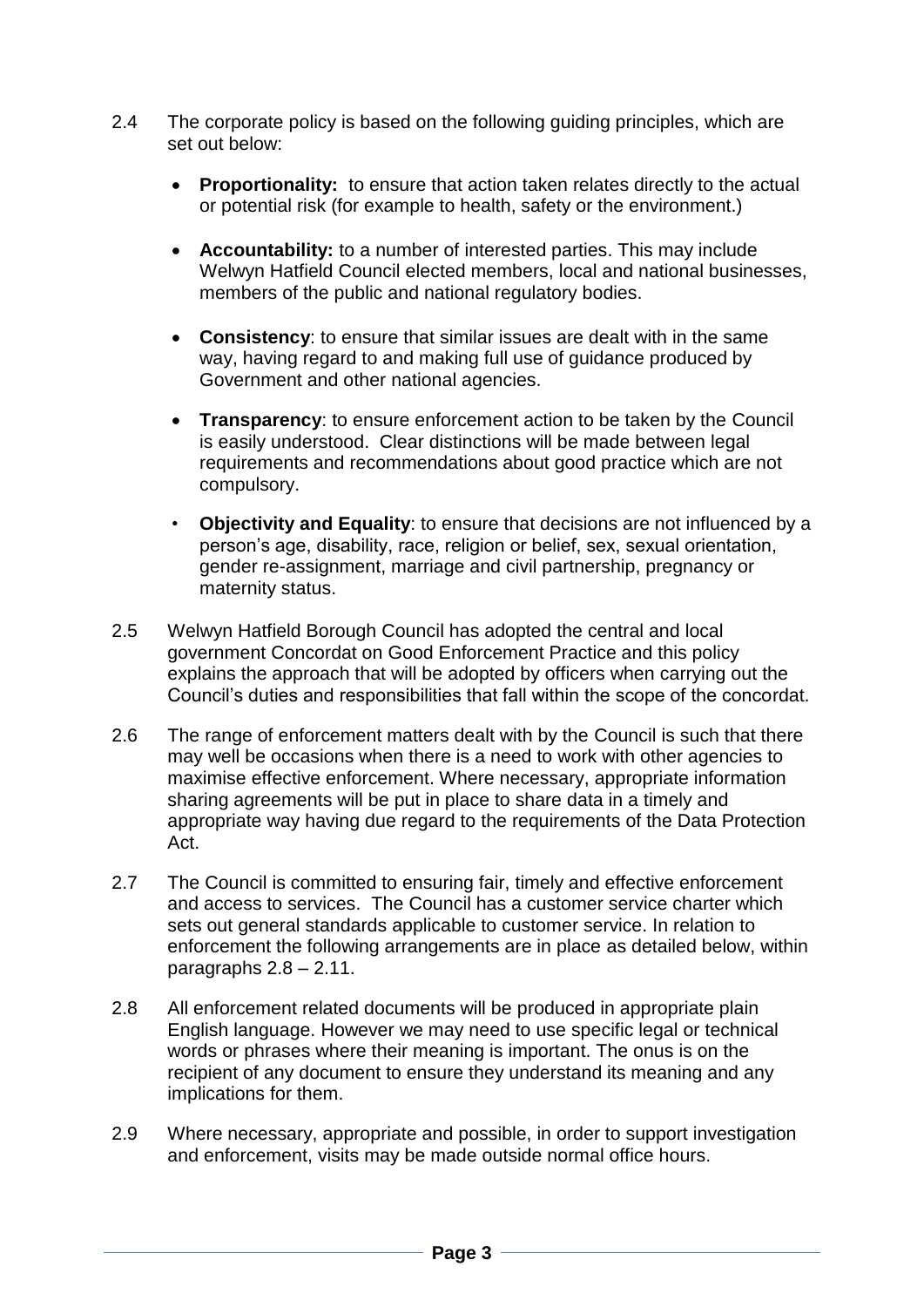2.4 The corporate policy is based on the following guiding principles, which are set out below:

- **Proportionality:** to ensure that action taken relates directly to the actual or potential risk (for example to health, safety or the environment.)
- **Accountability:** to a number of interested parties. This may include Welwyn Hatfield Council elected members, local and national businesses, members of the public and national regulatory bodies.
- **Consistency**: to ensure that similar issues are dealt with in the same way, having regard to and making full use of guidance produced by Government and other national agencies.
- **Transparency**: to ensure enforcement action to be taken by the Council is easily understood. Clear distinctions will be made between legal requirements and recommendations about good practice which are not compulsory.
- **Objectivity and Equality**: to ensure that decisions are not influenced by a person's age, disability, race, religion or belief, sex, sexual orientation, gender re-assignment, marriage and civil partnership, pregnancy or maternity status.

2.5 Welwyn Hatfield Borough Council has adopted the central and local government Concordat on Good Enforcement Practice and this policy explains the approach that will be adopted by officers when carrying out the Council's duties and responsibilities that fall within the scope of the concordat.

2.6 The range of enforcement matters dealt with by the Council is such that there may well be occasions when there is a need to work with other agencies to maximise effective enforcement. Where necessary, appropriate information sharing agreements will be put in place to share data in a timely and appropriate way having due regard to the requirements of the Data Protection Act.

2.7 The Council is committed to ensuring fair, timely and effective enforcement and access to services. The Council has a customer service charter which sets out general standards applicable to customer service. In relation to enforcement the following arrangements are in place as detailed below, within paragraphs 2.8 – 2.11.

2.8 All enforcement related documents will be produced in appropriate plain English language. However we may need to use specific legal or technical words or phrases where their meaning is important. The onus is on the recipient of any document to ensure they understand its meaning and any implications for them.

2.9 Where necessary, appropriate and possible, in order to support investigation and enforcement, visits may be made outside normal office hours.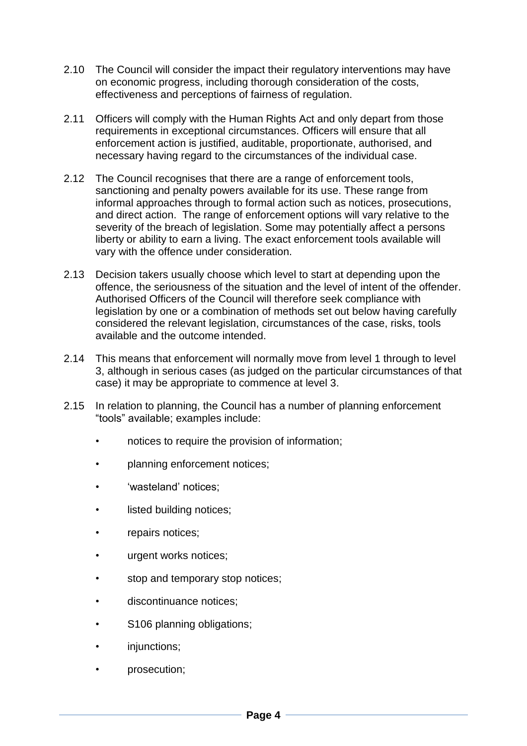2.10 The Council will consider the impact their regulatory interventions may have on economic progress, including thorough consideration of the costs, effectiveness and perceptions of fairness of regulation.

2.11 Officers will comply with the Human Rights Act and only depart from those requirements in exceptional circumstances. Officers will ensure that all enforcement action is justified, auditable, proportionate, authorised, and necessary having regard to the circumstances of the individual case.

2.12 The Council recognises that there are a range of enforcement tools, sanctioning and penalty powers available for its use. These range from informal approaches through to formal action such as notices, prosecutions, and direct action. The range of enforcement options will vary relative to the severity of the breach of legislation. Some may potentially affect a persons liberty or ability to earn a living. The exact enforcement tools available will vary with the offence under consideration.

2.13 Decision takers usually choose which level to start at depending upon the offence, the seriousness of the situation and the level of intent of the offender. Authorised Officers of the Council will therefore seek compliance with legislation by one or a combination of methods set out below having carefully considered the relevant legislation, circumstances of the case, risks, tools available and the outcome intended.

2.14 This means that enforcement will normally move from level 1 through to level 3, although in serious cases (as judged on the particular circumstances of that case) it may be appropriate to commence at level 3.

2.15 In relation to planning, the Council has a number of planning enforcement "tools" available; examples include:

- notices to require the provision of information;
- planning enforcement notices;
- 'wasteland' notices;
- listed building notices;
- repairs notices;
- urgent works notices;
- stop and temporary stop notices;
- discontinuance notices;
- S106 planning obligations;
- injunctions;
- prosecution;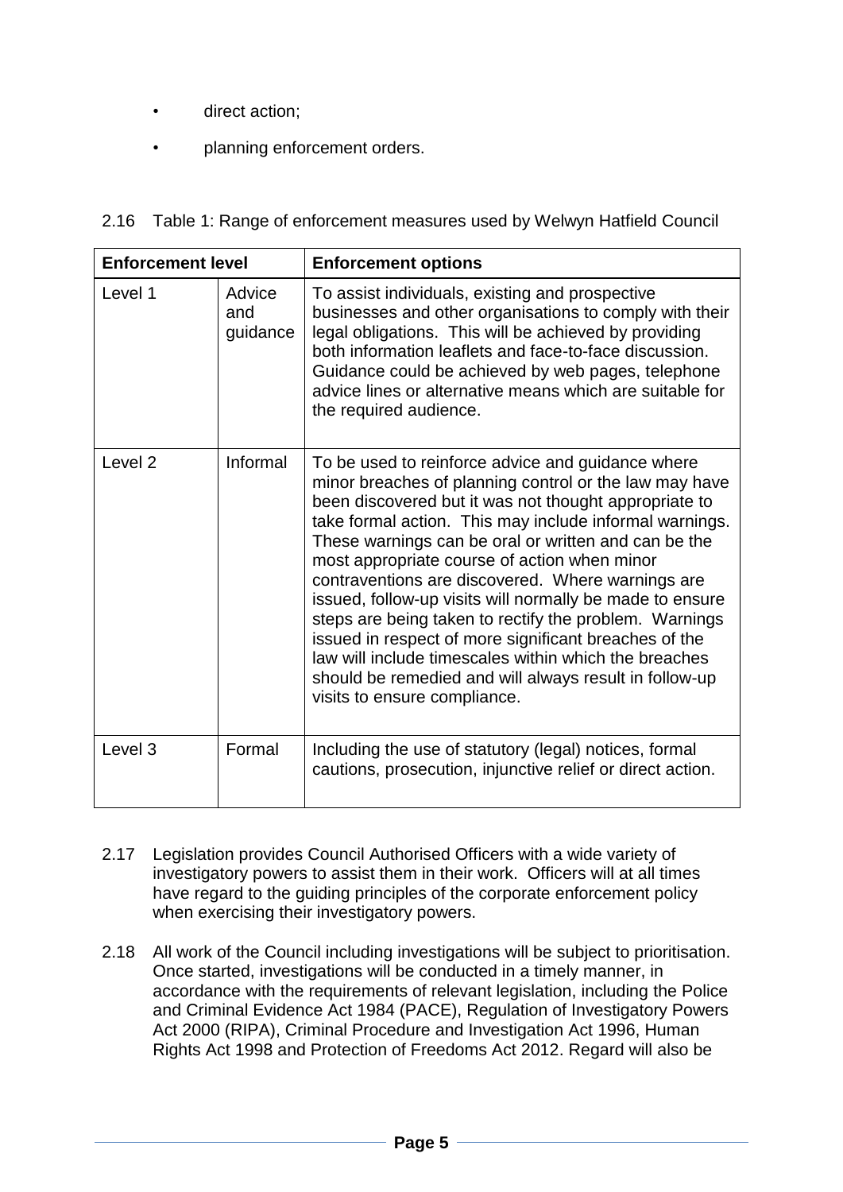- direct action;
- planning enforcement orders.

2.16 Table 1: Range of enforcement measures used by Welwyn Hatfield Council

| Enforcement level | | Enforcement options |
|---|---|---|
| Level 1 | Advice and guidance | To assist individuals, existing and prospective businesses and other organisations to comply with their legal obligations. This will be achieved by providing both information leaflets and face-to-face discussion. Guidance could be achieved by web pages, telephone advice lines or alternative means which are suitable for the required audience. |
| Level 2 | Informal | To be used to reinforce advice and guidance where minor breaches of planning control or the law may have been discovered but it was not thought appropriate to take formal action. This may include informal warnings. These warnings can be oral or written and can be the most appropriate course of action when minor contraventions are discovered. Where warnings are issued, follow-up visits will normally be made to ensure steps are being taken to rectify the problem. Warnings issued in respect of more significant breaches of the law will include timescales within which the breaches should be remedied and will always result in follow-up visits to ensure compliance. |
| Level 3 | Formal | Including the use of statutory (legal) notices, formal cautions, prosecution, injunctive relief or direct action. |

2.17 Legislation provides Council Authorised Officers with a wide variety of investigatory powers to assist them in their work. Officers will at all times have regard to the guiding principles of the corporate enforcement policy when exercising their investigatory powers.

2.18 All work of the Council including investigations will be subject to prioritisation. Once started, investigations will be conducted in a timely manner, in accordance with the requirements of relevant legislation, including the Police and Criminal Evidence Act 1984 (PACE), Regulation of Investigatory Powers Act 2000 (RIPA), Criminal Procedure and Investigation Act 1996, Human Rights Act 1998 and Protection of Freedoms Act 2012. Regard will also be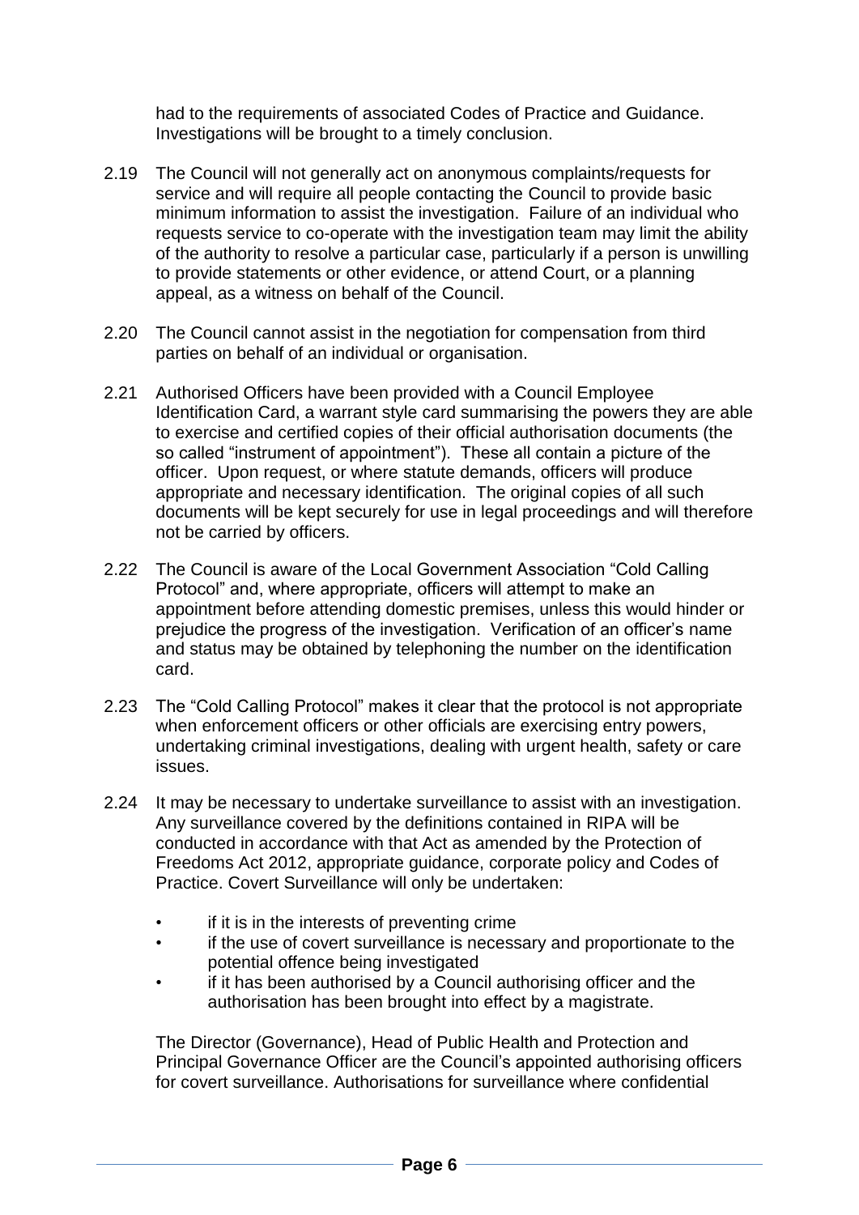had to the requirements of associated Codes of Practice and Guidance. Investigations will be brought to a timely conclusion.

2.19 The Council will not generally act on anonymous complaints/requests for service and will require all people contacting the Council to provide basic minimum information to assist the investigation. Failure of an individual who requests service to co-operate with the investigation team may limit the ability of the authority to resolve a particular case, particularly if a person is unwilling to provide statements or other evidence, or attend Court, or a planning appeal, as a witness on behalf of the Council.

2.20 The Council cannot assist in the negotiation for compensation from third parties on behalf of an individual or organisation.

2.21 Authorised Officers have been provided with a Council Employee Identification Card, a warrant style card summarising the powers they are able to exercise and certified copies of their official authorisation documents (the so called "instrument of appointment"). These all contain a picture of the officer. Upon request, or where statute demands, officers will produce appropriate and necessary identification. The original copies of all such documents will be kept securely for use in legal proceedings and will therefore not be carried by officers.

2.22 The Council is aware of the Local Government Association "Cold Calling Protocol" and, where appropriate, officers will attempt to make an appointment before attending domestic premises, unless this would hinder or prejudice the progress of the investigation. Verification of an officer's name and status may be obtained by telephoning the number on the identification card.

2.23 The "Cold Calling Protocol" makes it clear that the protocol is not appropriate when enforcement officers or other officials are exercising entry powers, undertaking criminal investigations, dealing with urgent health, safety or care issues.

2.24 It may be necessary to undertake surveillance to assist with an investigation. Any surveillance covered by the definitions contained in RIPA will be conducted in accordance with that Act as amended by the Protection of Freedoms Act 2012, appropriate guidance, corporate policy and Codes of Practice. Covert Surveillance will only be undertaken:

- if it is in the interests of preventing crime
- if the use of covert surveillance is necessary and proportionate to the potential offence being investigated
- if it has been authorised by a Council authorising officer and the authorisation has been brought into effect by a magistrate.

The Director (Governance), Head of Public Health and Protection and Principal Governance Officer are the Council's appointed authorising officers for covert surveillance. Authorisations for surveillance where confidential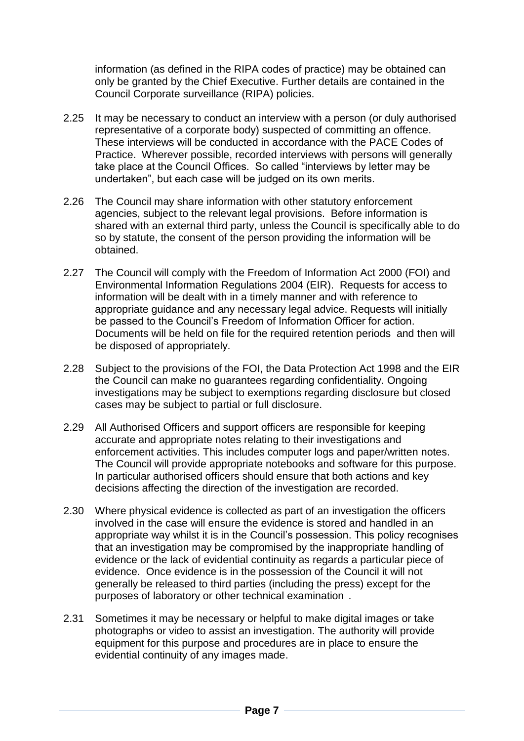information (as defined in the RIPA codes of practice) may be obtained can only be granted by the Chief Executive. Further details are contained in the Council Corporate surveillance (RIPA) policies.

2.25 It may be necessary to conduct an interview with a person (or duly authorised representative of a corporate body) suspected of committing an offence. These interviews will be conducted in accordance with the PACE Codes of Practice. Wherever possible, recorded interviews with persons will generally take place at the Council Offices. So called "interviews by letter may be undertaken", but each case will be judged on its own merits.

2.26 The Council may share information with other statutory enforcement agencies, subject to the relevant legal provisions. Before information is shared with an external third party, unless the Council is specifically able to do so by statute, the consent of the person providing the information will be obtained.

2.27 The Council will comply with the Freedom of Information Act 2000 (FOI) and Environmental Information Regulations 2004 (EIR). Requests for access to information will be dealt with in a timely manner and with reference to appropriate guidance and any necessary legal advice. Requests will initially be passed to the Council's Freedom of Information Officer for action. Documents will be held on file for the required retention periods and then will be disposed of appropriately.

2.28 Subject to the provisions of the FOI, the Data Protection Act 1998 and the EIR the Council can make no guarantees regarding confidentiality. Ongoing investigations may be subject to exemptions regarding disclosure but closed cases may be subject to partial or full disclosure.

2.29 All Authorised Officers and support officers are responsible for keeping accurate and appropriate notes relating to their investigations and enforcement activities. This includes computer logs and paper/written notes. The Council will provide appropriate notebooks and software for this purpose. In particular authorised officers should ensure that both actions and key decisions affecting the direction of the investigation are recorded.

2.30 Where physical evidence is collected as part of an investigation the officers involved in the case will ensure the evidence is stored and handled in an appropriate way whilst it is in the Council's possession. This policy recognises that an investigation may be compromised by the inappropriate handling of evidence or the lack of evidential continuity as regards a particular piece of evidence. Once evidence is in the possession of the Council it will not generally be released to third parties (including the press) except for the purposes of laboratory or other technical examination .

2.31 Sometimes it may be necessary or helpful to make digital images or take photographs or video to assist an investigation. The authority will provide equipment for this purpose and procedures are in place to ensure the evidential continuity of any images made.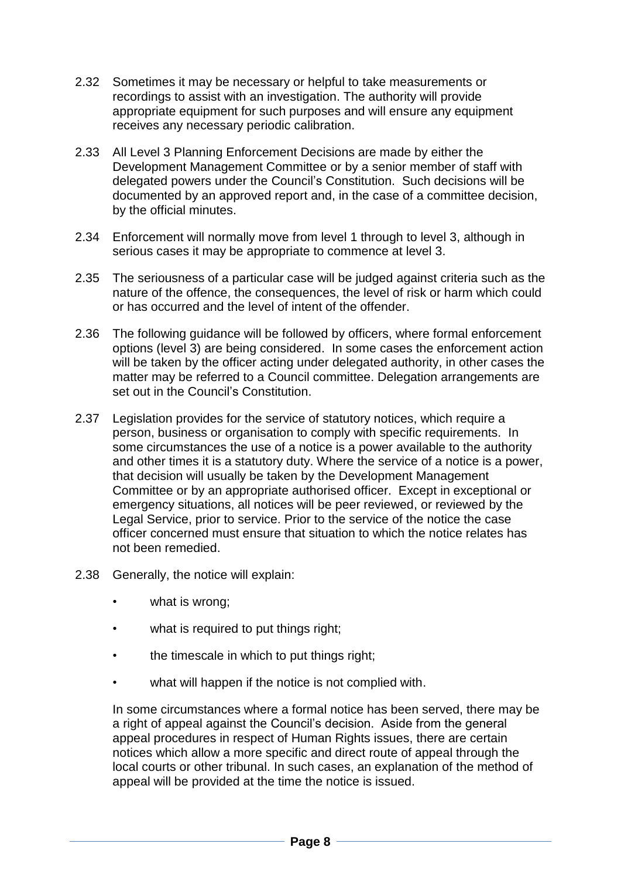2.32 Sometimes it may be necessary or helpful to take measurements or recordings to assist with an investigation. The authority will provide appropriate equipment for such purposes and will ensure any equipment receives any necessary periodic calibration.

2.33 All Level 3 Planning Enforcement Decisions are made by either the Development Management Committee or by a senior member of staff with delegated powers under the Council's Constitution. Such decisions will be documented by an approved report and, in the case of a committee decision, by the official minutes.

2.34 Enforcement will normally move from level 1 through to level 3, although in serious cases it may be appropriate to commence at level 3.

2.35 The seriousness of a particular case will be judged against criteria such as the nature of the offence, the consequences, the level of risk or harm which could or has occurred and the level of intent of the offender.

2.36 The following guidance will be followed by officers, where formal enforcement options (level 3) are being considered. In some cases the enforcement action will be taken by the officer acting under delegated authority, in other cases the matter may be referred to a Council committee. Delegation arrangements are set out in the Council's Constitution.

2.37 Legislation provides for the service of statutory notices, which require a person, business or organisation to comply with specific requirements. In some circumstances the use of a notice is a power available to the authority and other times it is a statutory duty. Where the service of a notice is a power, that decision will usually be taken by the Development Management Committee or by an appropriate authorised officer. Except in exceptional or emergency situations, all notices will be peer reviewed, or reviewed by the Legal Service, prior to service. Prior to the service of the notice the case officer concerned must ensure that situation to which the notice relates has not been remedied.

2.38 Generally, the notice will explain:

- what is wrong;
- what is required to put things right;
- the timescale in which to put things right;
- what will happen if the notice is not complied with.

In some circumstances where a formal notice has been served, there may be a right of appeal against the Council's decision. Aside from the general appeal procedures in respect of Human Rights issues, there are certain notices which allow a more specific and direct route of appeal through the local courts or other tribunal. In such cases, an explanation of the method of appeal will be provided at the time the notice is issued.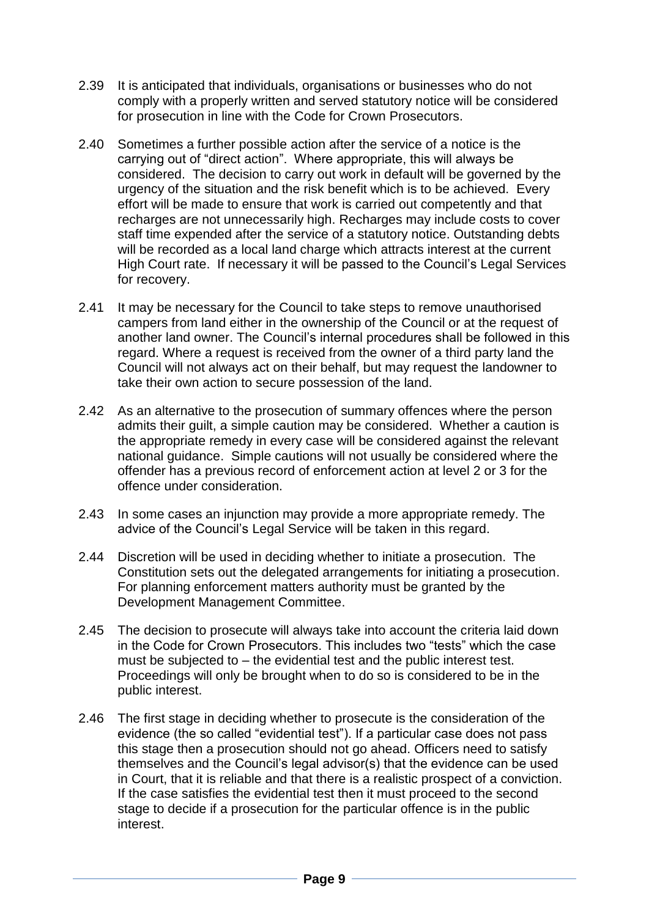2.39 It is anticipated that individuals, organisations or businesses who do not comply with a properly written and served statutory notice will be considered for prosecution in line with the Code for Crown Prosecutors.

2.40 Sometimes a further possible action after the service of a notice is the carrying out of "direct action". Where appropriate, this will always be considered. The decision to carry out work in default will be governed by the urgency of the situation and the risk benefit which is to be achieved. Every effort will be made to ensure that work is carried out competently and that recharges are not unnecessarily high. Recharges may include costs to cover staff time expended after the service of a statutory notice. Outstanding debts will be recorded as a local land charge which attracts interest at the current High Court rate. If necessary it will be passed to the Council's Legal Services for recovery.

2.41 It may be necessary for the Council to take steps to remove unauthorised campers from land either in the ownership of the Council or at the request of another land owner. The Council's internal procedures shall be followed in this regard. Where a request is received from the owner of a third party land the Council will not always act on their behalf, but may request the landowner to take their own action to secure possession of the land.

2.42 As an alternative to the prosecution of summary offences where the person admits their guilt, a simple caution may be considered. Whether a caution is the appropriate remedy in every case will be considered against the relevant national guidance. Simple cautions will not usually be considered where the offender has a previous record of enforcement action at level 2 or 3 for the offence under consideration.

2.43 In some cases an injunction may provide a more appropriate remedy. The advice of the Council's Legal Service will be taken in this regard.

2.44 Discretion will be used in deciding whether to initiate a prosecution. The Constitution sets out the delegated arrangements for initiating a prosecution. For planning enforcement matters authority must be granted by the Development Management Committee.

2.45 The decision to prosecute will always take into account the criteria laid down in the Code for Crown Prosecutors. This includes two "tests" which the case must be subjected to – the evidential test and the public interest test. Proceedings will only be brought when to do so is considered to be in the public interest.

2.46 The first stage in deciding whether to prosecute is the consideration of the evidence (the so called "evidential test"). If a particular case does not pass this stage then a prosecution should not go ahead. Officers need to satisfy themselves and the Council's legal advisor(s) that the evidence can be used in Court, that it is reliable and that there is a realistic prospect of a conviction. If the case satisfies the evidential test then it must proceed to the second stage to decide if a prosecution for the particular offence is in the public interest.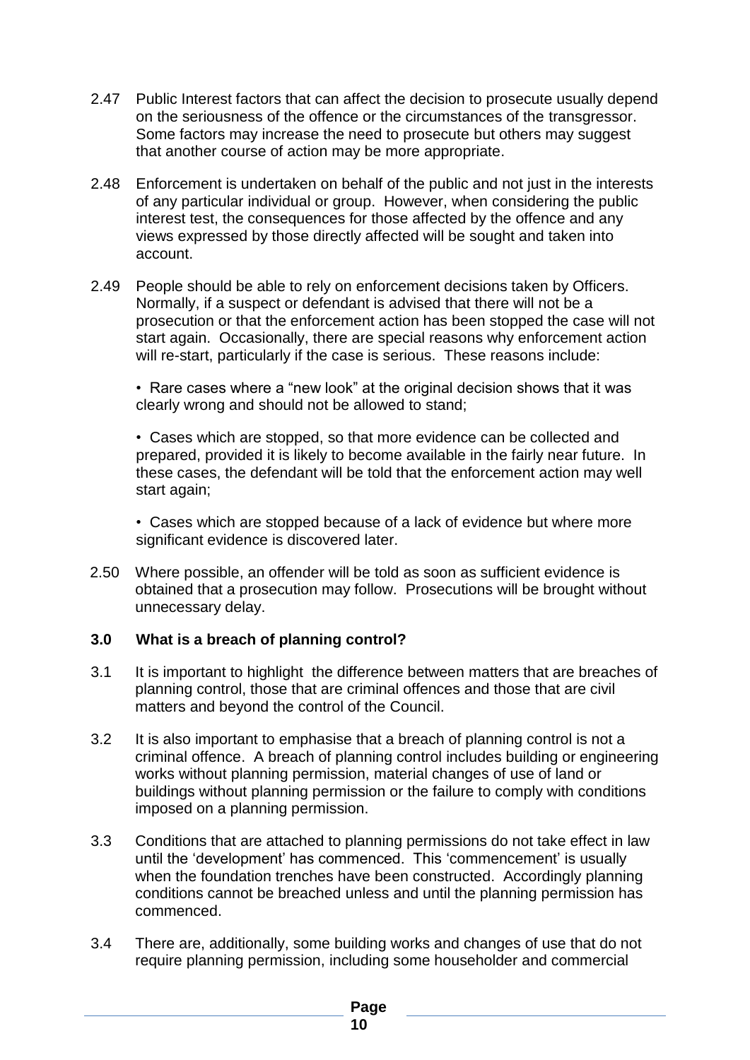2.47 Public Interest factors that can affect the decision to prosecute usually depend on the seriousness of the offence or the circumstances of the transgressor. Some factors may increase the need to prosecute but others may suggest that another course of action may be more appropriate.

2.48 Enforcement is undertaken on behalf of the public and not just in the interests of any particular individual or group. However, when considering the public interest test, the consequences for those affected by the offence and any views expressed by those directly affected will be sought and taken into account.

2.49 People should be able to rely on enforcement decisions taken by Officers. Normally, if a suspect or defendant is advised that there will not be a prosecution or that the enforcement action has been stopped the case will not start again. Occasionally, there are special reasons why enforcement action will re-start, particularly if the case is serious. These reasons include:

- Rare cases where a "new look" at the original decision shows that it was clearly wrong and should not be allowed to stand;
- Cases which are stopped, so that more evidence can be collected and prepared, provided it is likely to become available in the fairly near future. In these cases, the defendant will be told that the enforcement action may well start again;
- Cases which are stopped because of a lack of evidence but where more significant evidence is discovered later.

2.50 Where possible, an offender will be told as soon as sufficient evidence is obtained that a prosecution may follow. Prosecutions will be brought without unnecessary delay.

## 3.0 What is a breach of planning control?

3.1 It is important to highlight the difference between matters that are breaches of planning control, those that are criminal offences and those that are civil matters and beyond the control of the Council.

3.2 It is also important to emphasise that a breach of planning control is not a criminal offence. A breach of planning control includes building or engineering works without planning permission, material changes of use of land or buildings without planning permission or the failure to comply with conditions imposed on a planning permission.

3.3 Conditions that are attached to planning permissions do not take effect in law until the 'development' has commenced. This 'commencement' is usually when the foundation trenches have been constructed. Accordingly planning conditions cannot be breached unless and until the planning permission has commenced.

3.4 There are, additionally, some building works and changes of use that do not require planning permission, including some householder and commercial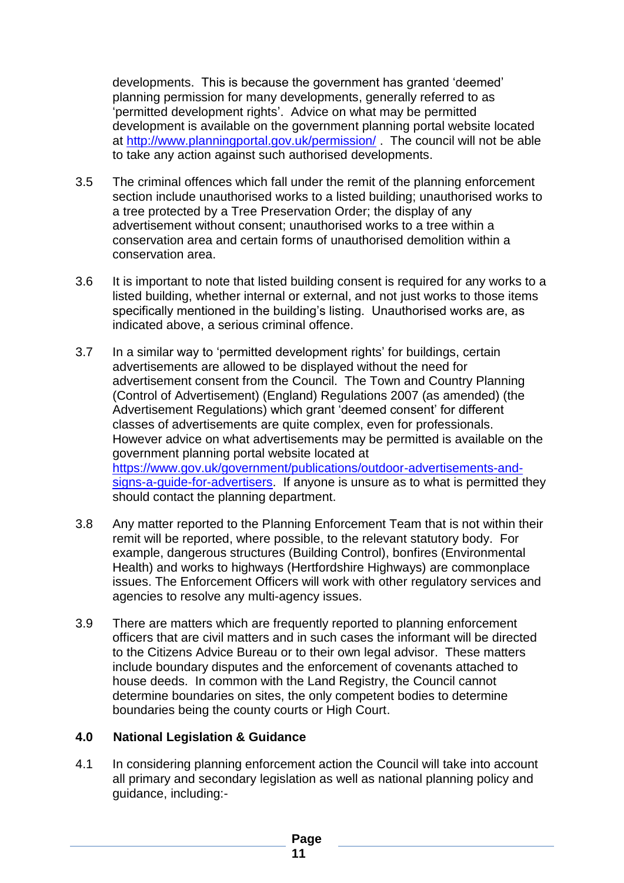developments. This is because the government has granted 'deemed' planning permission for many developments, generally referred to as 'permitted development rights'. Advice on what may be permitted development is available on the government planning portal website located at http://www.planningportal.gov.uk/permission/ . The council will not be able to take any action against such authorised developments.

3.5 The criminal offences which fall under the remit of the planning enforcement section include unauthorised works to a listed building; unauthorised works to a tree protected by a Tree Preservation Order; the display of any advertisement without consent; unauthorised works to a tree within a conservation area and certain forms of unauthorised demolition within a conservation area.

3.6 It is important to note that listed building consent is required for any works to a listed building, whether internal or external, and not just works to those items specifically mentioned in the building's listing. Unauthorised works are, as indicated above, a serious criminal offence.

3.7 In a similar way to 'permitted development rights' for buildings, certain advertisements are allowed to be displayed without the need for advertisement consent from the Council. The Town and Country Planning (Control of Advertisement) (England) Regulations 2007 (as amended) (the Advertisement Regulations) which grant 'deemed consent' for different classes of advertisements are quite complex, even for professionals. However advice on what advertisements may be permitted is available on the government planning portal website located at https://www.gov.uk/government/publications/outdoor-advertisements-and-signs-a-guide-for-advertisers. If anyone is unsure as to what is permitted they should contact the planning department.

3.8 Any matter reported to the Planning Enforcement Team that is not within their remit will be reported, where possible, to the relevant statutory body. For example, dangerous structures (Building Control), bonfires (Environmental Health) and works to highways (Hertfordshire Highways) are commonplace issues. The Enforcement Officers will work with other regulatory services and agencies to resolve any multi-agency issues.

3.9 There are matters which are frequently reported to planning enforcement officers that are civil matters and in such cases the informant will be directed to the Citizens Advice Bureau or to their own legal advisor. These matters include boundary disputes and the enforcement of covenants attached to house deeds. In common with the Land Registry, the Council cannot determine boundaries on sites, the only competent bodies to determine boundaries being the county courts or High Court.

## 4.0 National Legislation & Guidance

4.1 In considering planning enforcement action the Council will take into account all primary and secondary legislation as well as national planning policy and guidance, including:-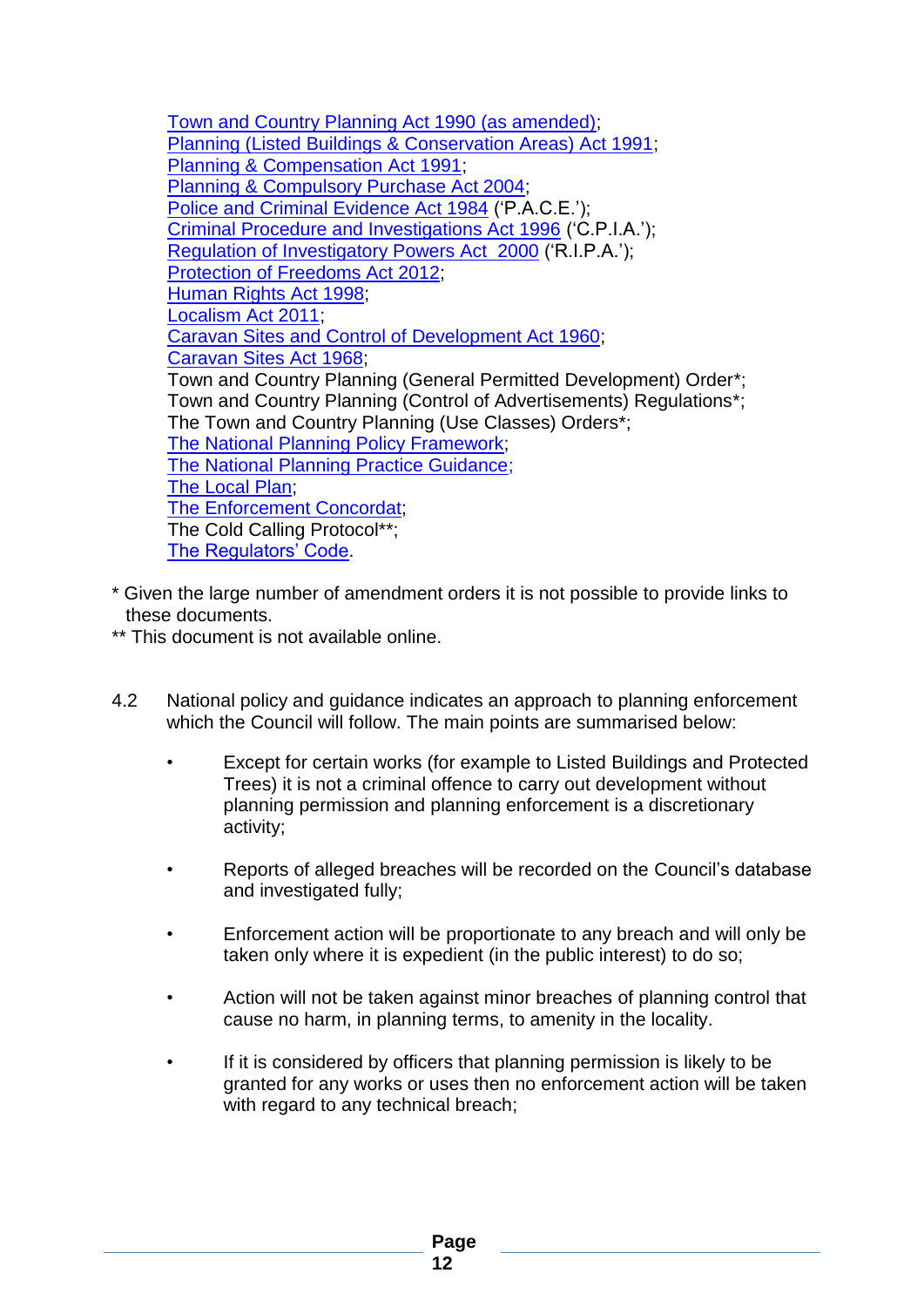Town and Country Planning Act 1990 (as amended);
Planning (Listed Buildings & Conservation Areas) Act 1991;
Planning & Compensation Act 1991;
Planning & Compulsory Purchase Act 2004;
Police and Criminal Evidence Act 1984 ('P.A.C.E.');
Criminal Procedure and Investigations Act 1996 ('C.P.I.A.');
Regulation of Investigatory Powers Act 2000 ('R.I.P.A.');
Protection of Freedoms Act 2012;
Human Rights Act 1998;
Localism Act 2011;
Caravan Sites and Control of Development Act 1960;
Caravan Sites Act 1968;
Town and Country Planning (General Permitted Development) Order*;
Town and Country Planning (Control of Advertisements) Regulations*;
The Town and Country Planning (Use Classes) Orders*;
The National Planning Policy Framework;
The National Planning Practice Guidance;
The Local Plan;
The Enforcement Concordat;
The Cold Calling Protocol**;
The Regulators' Code.

\* Given the large number of amendment orders it is not possible to provide links to these documents.
\*\* This document is not available online.

4.2 National policy and guidance indicates an approach to planning enforcement which the Council will follow. The main points are summarised below:

- Except for certain works (for example to Listed Buildings and Protected Trees) it is not a criminal offence to carry out development without planning permission and planning enforcement is a discretionary activity;
- Reports of alleged breaches will be recorded on the Council's database and investigated fully;
- Enforcement action will be proportionate to any breach and will only be taken only where it is expedient (in the public interest) to do so;
- Action will not be taken against minor breaches of planning control that cause no harm, in planning terms, to amenity in the locality.
- If it is considered by officers that planning permission is likely to be granted for any works or uses then no enforcement action will be taken with regard to any technical breach;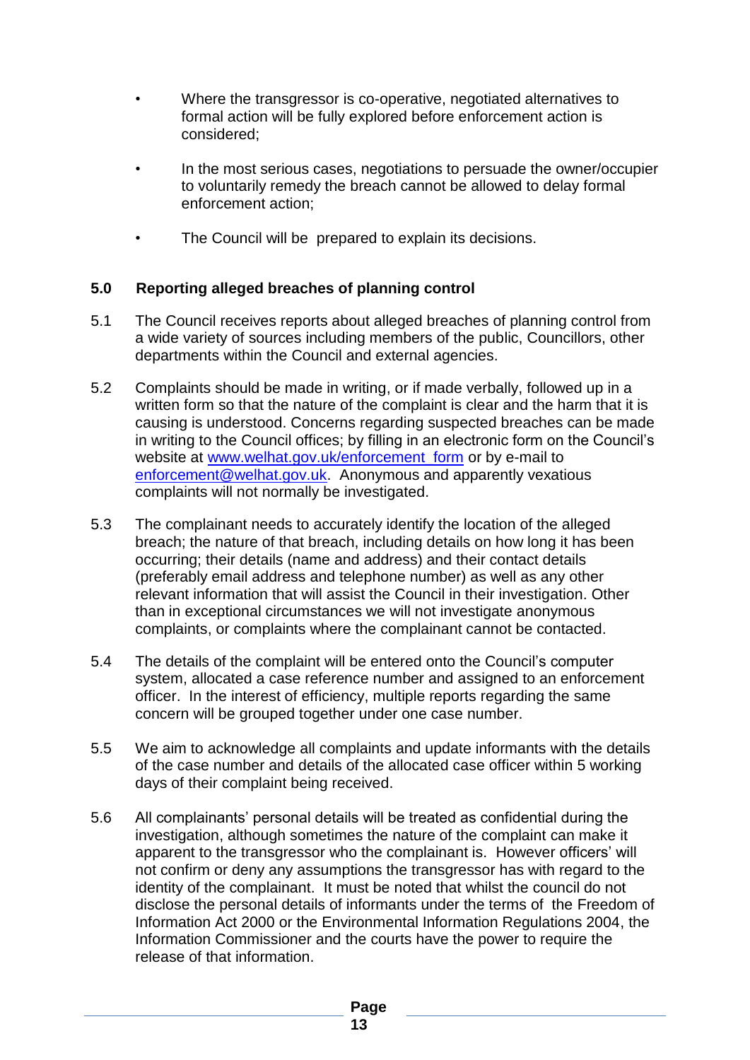- Where the transgressor is co-operative, negotiated alternatives to formal action will be fully explored before enforcement action is considered;
- In the most serious cases, negotiations to persuade the owner/occupier to voluntarily remedy the breach cannot be allowed to delay formal enforcement action;
- The Council will be prepared to explain its decisions.

## 5.0 Reporting alleged breaches of planning control

5.1 The Council receives reports about alleged breaches of planning control from a wide variety of sources including members of the public, Councillors, other departments within the Council and external agencies.

5.2 Complaints should be made in writing, or if made verbally, followed up in a written form so that the nature of the complaint is clear and the harm that it is causing is understood. Concerns regarding suspected breaches can be made in writing to the Council offices; by filling in an electronic form on the Council's website at www.welhat.gov.uk/enforcement_form or by e-mail to enforcement@welhat.gov.uk. Anonymous and apparently vexatious complaints will not normally be investigated.

5.3 The complainant needs to accurately identify the location of the alleged breach; the nature of that breach, including details on how long it has been occurring; their details (name and address) and their contact details (preferably email address and telephone number) as well as any other relevant information that will assist the Council in their investigation. Other than in exceptional circumstances we will not investigate anonymous complaints, or complaints where the complainant cannot be contacted.

5.4 The details of the complaint will be entered onto the Council's computer system, allocated a case reference number and assigned to an enforcement officer. In the interest of efficiency, multiple reports regarding the same concern will be grouped together under one case number.

5.5 We aim to acknowledge all complaints and update informants with the details of the case number and details of the allocated case officer within 5 working days of their complaint being received.

5.6 All complainants' personal details will be treated as confidential during the investigation, although sometimes the nature of the complaint can make it apparent to the transgressor who the complainant is. However officers' will not confirm or deny any assumptions the transgressor has with regard to the identity of the complainant. It must be noted that whilst the council do not disclose the personal details of informants under the terms of the Freedom of Information Act 2000 or the Environmental Information Regulations 2004, the Information Commissioner and the courts have the power to require the release of that information.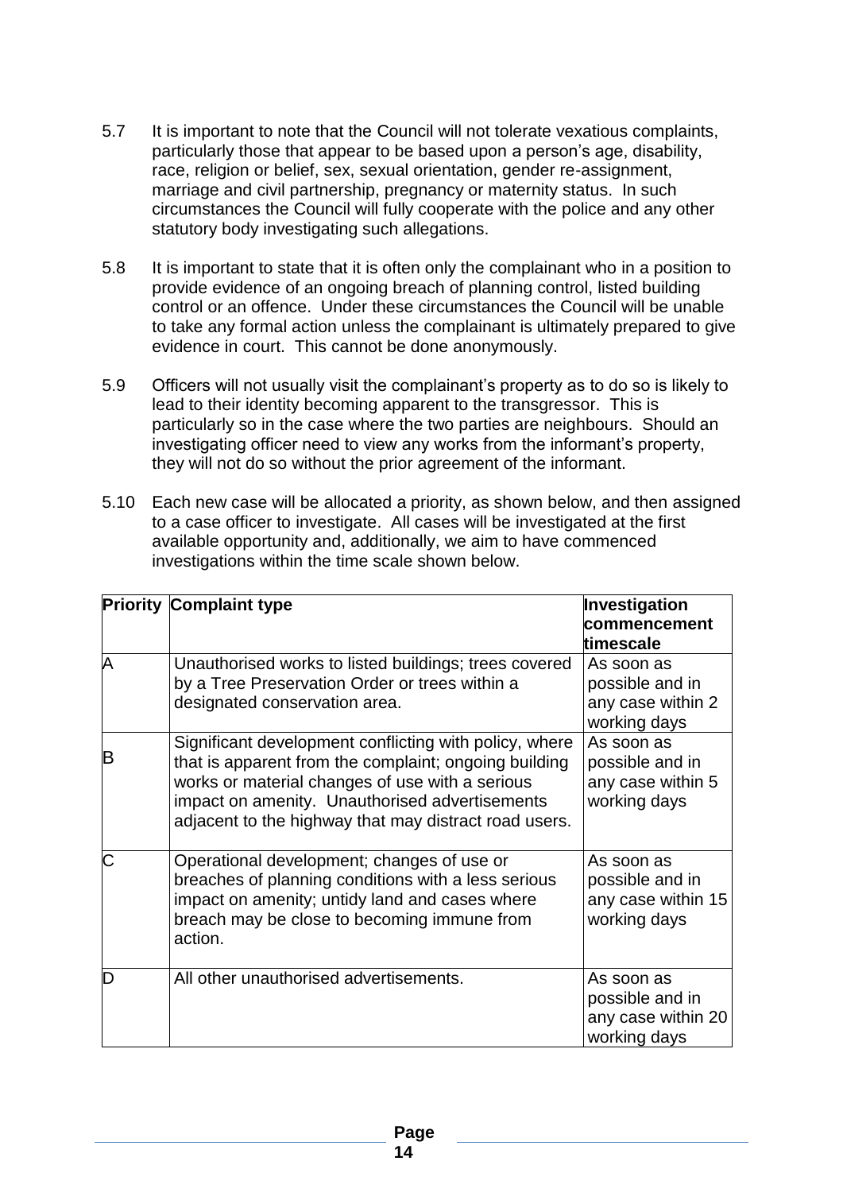5.7 It is important to note that the Council will not tolerate vexatious complaints, particularly those that appear to be based upon a person's age, disability, race, religion or belief, sex, sexual orientation, gender re-assignment, marriage and civil partnership, pregnancy or maternity status. In such circumstances the Council will fully cooperate with the police and any other statutory body investigating such allegations.

5.8 It is important to state that it is often only the complainant who in a position to provide evidence of an ongoing breach of planning control, listed building control or an offence. Under these circumstances the Council will be unable to take any formal action unless the complainant is ultimately prepared to give evidence in court. This cannot be done anonymously.

5.9 Officers will not usually visit the complainant's property as to do so is likely to lead to their identity becoming apparent to the transgressor. This is particularly so in the case where the two parties are neighbours. Should an investigating officer need to view any works from the informant's property, they will not do so without the prior agreement of the informant.

5.10 Each new case will be allocated a priority, as shown below, and then assigned to a case officer to investigate. All cases will be investigated at the first available opportunity and, additionally, we aim to have commenced investigations within the time scale shown below.

| Priority | Complaint type | Investigation commencement timescale |
|---|---|---|
| A | Unauthorised works to listed buildings; trees covered by a Tree Preservation Order or trees within a designated conservation area. | As soon as possible and in any case within 2 working days |
| B | Significant development conflicting with policy, where that is apparent from the complaint; ongoing building works or material changes of use with a serious impact on amenity. Unauthorised advertisements adjacent to the highway that may distract road users. | As soon as possible and in any case within 5 working days |
| C | Operational development; changes of use or breaches of planning conditions with a less serious impact on amenity; untidy land and cases where breach may be close to becoming immune from action. | As soon as possible and in any case within 15 working days |
| D | All other unauthorised advertisements. | As soon as possible and in any case within 20 working days |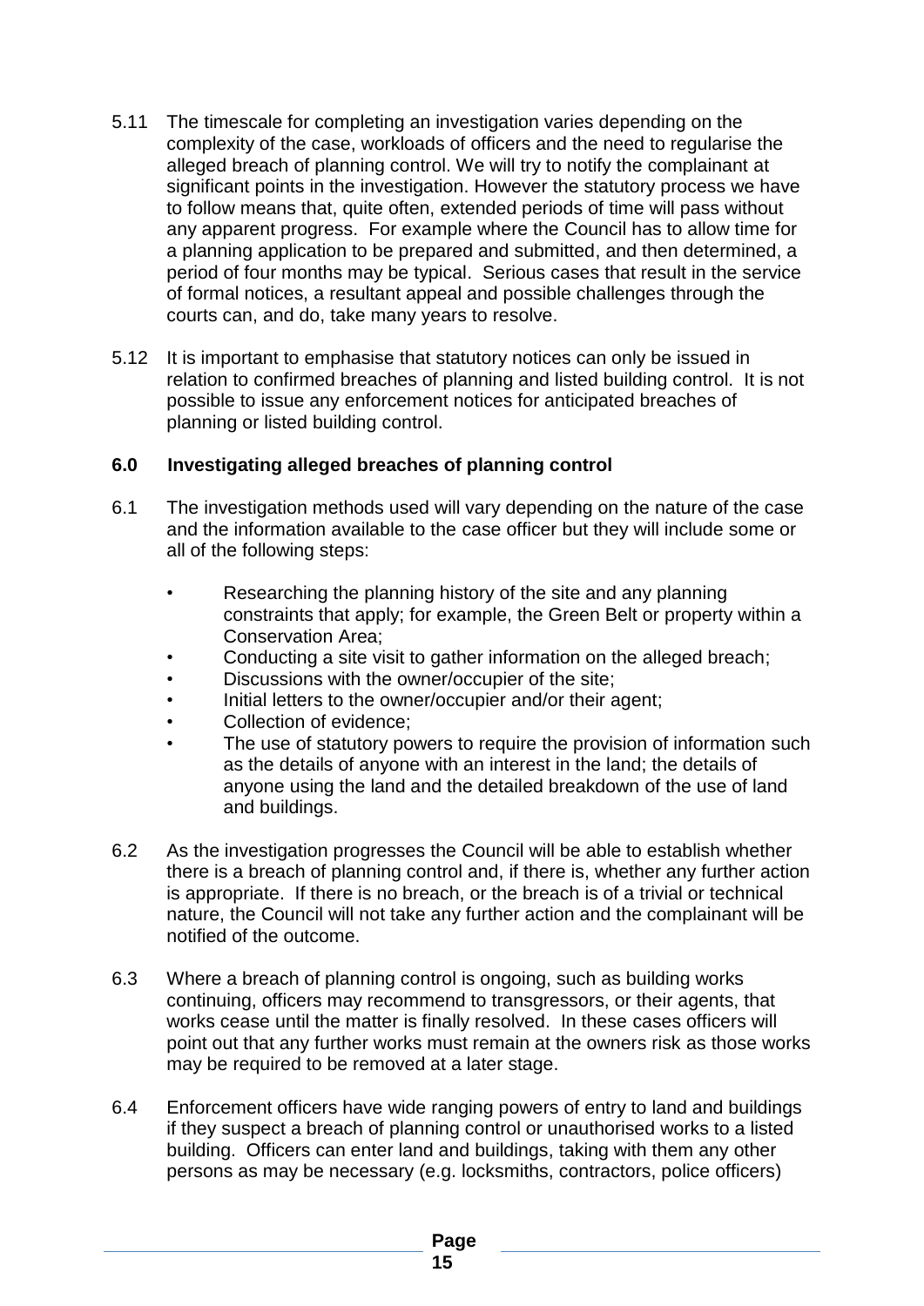5.11 The timescale for completing an investigation varies depending on the complexity of the case, workloads of officers and the need to regularise the alleged breach of planning control. We will try to notify the complainant at significant points in the investigation. However the statutory process we have to follow means that, quite often, extended periods of time will pass without any apparent progress. For example where the Council has to allow time for a planning application to be prepared and submitted, and then determined, a period of four months may be typical. Serious cases that result in the service of formal notices, a resultant appeal and possible challenges through the courts can, and do, take many years to resolve.

5.12 It is important to emphasise that statutory notices can only be issued in relation to confirmed breaches of planning and listed building control. It is not possible to issue any enforcement notices for anticipated breaches of planning or listed building control.

## 6.0 Investigating alleged breaches of planning control

6.1 The investigation methods used will vary depending on the nature of the case and the information available to the case officer but they will include some or all of the following steps:

- Researching the planning history of the site and any planning constraints that apply; for example, the Green Belt or property within a Conservation Area;
- Conducting a site visit to gather information on the alleged breach;
- Discussions with the owner/occupier of the site;
- Initial letters to the owner/occupier and/or their agent;
- Collection of evidence;
- The use of statutory powers to require the provision of information such as the details of anyone with an interest in the land; the details of anyone using the land and the detailed breakdown of the use of land and buildings.

6.2 As the investigation progresses the Council will be able to establish whether there is a breach of planning control and, if there is, whether any further action is appropriate. If there is no breach, or the breach is of a trivial or technical nature, the Council will not take any further action and the complainant will be notified of the outcome.

6.3 Where a breach of planning control is ongoing, such as building works continuing, officers may recommend to transgressors, or their agents, that works cease until the matter is finally resolved. In these cases officers will point out that any further works must remain at the owners risk as those works may be required to be removed at a later stage.

6.4 Enforcement officers have wide ranging powers of entry to land and buildings if they suspect a breach of planning control or unauthorised works to a listed building. Officers can enter land and buildings, taking with them any other persons as may be necessary (e.g. locksmiths, contractors, police officers)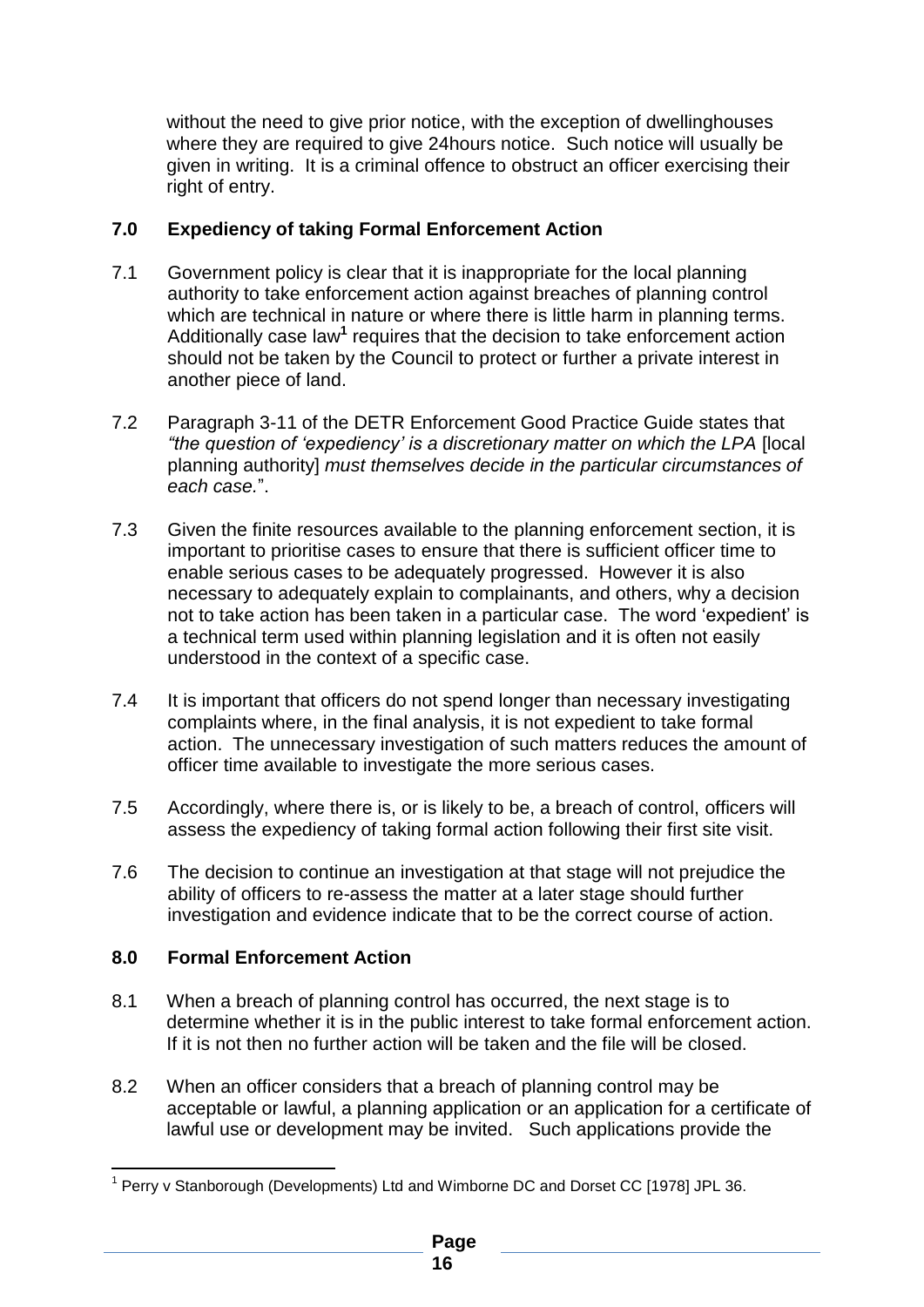without the need to give prior notice, with the exception of dwellinghouses where they are required to give 24hours notice. Such notice will usually be given in writing. It is a criminal offence to obstruct an officer exercising their right of entry.

## 7.0 Expediency of taking Formal Enforcement Action

7.1 Government policy is clear that it is inappropriate for the local planning authority to take enforcement action against breaches of planning control which are technical in nature or where there is little harm in planning terms. Additionally case law[1] requires that the decision to take enforcement action should not be taken by the Council to protect or further a private interest in another piece of land.

7.2 Paragraph 3-11 of the DETR Enforcement Good Practice Guide states that *"the question of 'expediency' is a discretionary matter on which the LPA* [local planning authority] *must themselves decide in the particular circumstances of each case.*".

7.3 Given the finite resources available to the planning enforcement section, it is important to prioritise cases to ensure that there is sufficient officer time to enable serious cases to be adequately progressed. However it is also necessary to adequately explain to complainants, and others, why a decision not to take action has been taken in a particular case. The word 'expedient' is a technical term used within planning legislation and it is often not easily understood in the context of a specific case.

7.4 It is important that officers do not spend longer than necessary investigating complaints where, in the final analysis, it is not expedient to take formal action. The unnecessary investigation of such matters reduces the amount of officer time available to investigate the more serious cases.

7.5 Accordingly, where there is, or is likely to be, a breach of control, officers will assess the expediency of taking formal action following their first site visit.

7.6 The decision to continue an investigation at that stage will not prejudice the ability of officers to re-assess the matter at a later stage should further investigation and evidence indicate that to be the correct course of action.

## 8.0 Formal Enforcement Action

8.1 When a breach of planning control has occurred, the next stage is to determine whether it is in the public interest to take formal enforcement action. If it is not then no further action will be taken and the file will be closed.

8.2 When an officer considers that a breach of planning control may be acceptable or lawful, a planning application or an application for a certificate of lawful use or development may be invited. Such applications provide the

---

[1] Perry v Stanborough (Developments) Ltd and Wimborne DC and Dorset CC [1978] JPL 36.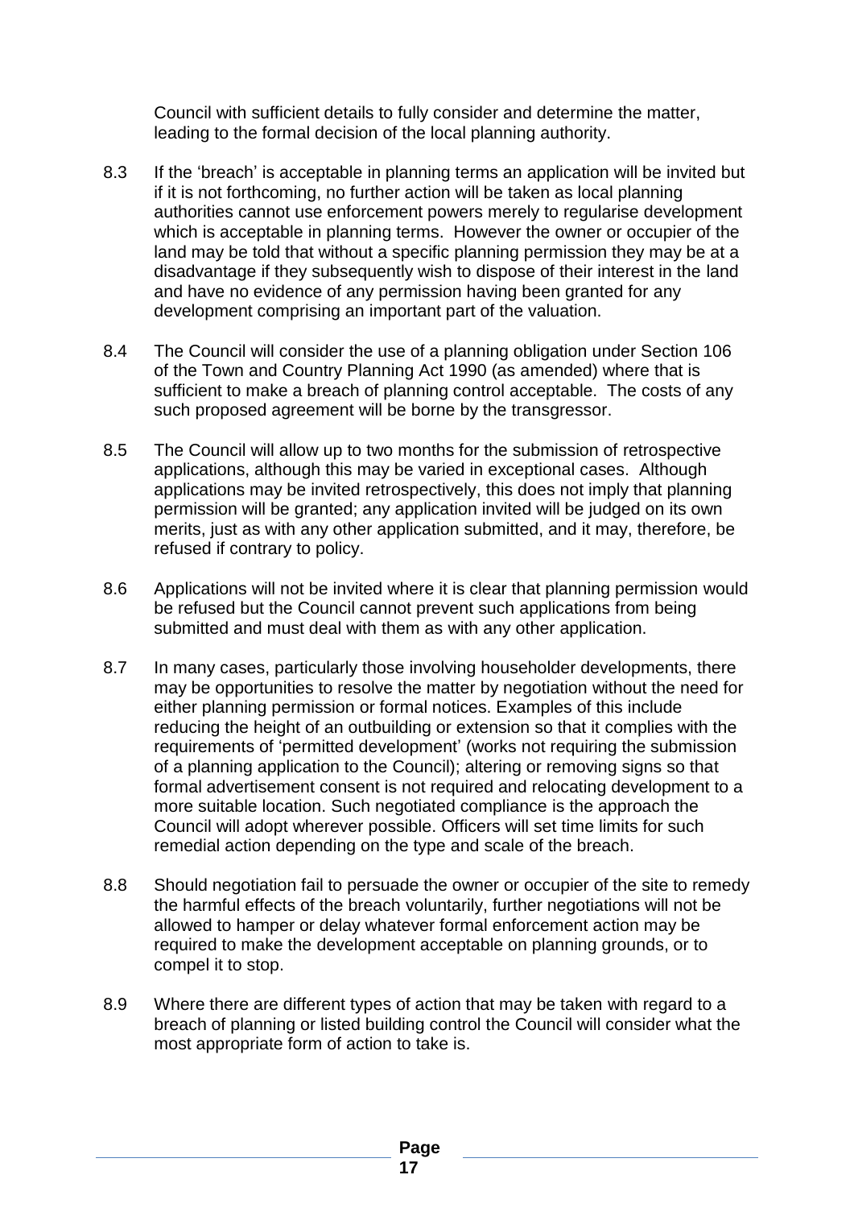Council with sufficient details to fully consider and determine the matter, leading to the formal decision of the local planning authority.

8.3 If the 'breach' is acceptable in planning terms an application will be invited but if it is not forthcoming, no further action will be taken as local planning authorities cannot use enforcement powers merely to regularise development which is acceptable in planning terms. However the owner or occupier of the land may be told that without a specific planning permission they may be at a disadvantage if they subsequently wish to dispose of their interest in the land and have no evidence of any permission having been granted for any development comprising an important part of the valuation.

8.4 The Council will consider the use of a planning obligation under Section 106 of the Town and Country Planning Act 1990 (as amended) where that is sufficient to make a breach of planning control acceptable. The costs of any such proposed agreement will be borne by the transgressor.

8.5 The Council will allow up to two months for the submission of retrospective applications, although this may be varied in exceptional cases. Although applications may be invited retrospectively, this does not imply that planning permission will be granted; any application invited will be judged on its own merits, just as with any other application submitted, and it may, therefore, be refused if contrary to policy.

8.6 Applications will not be invited where it is clear that planning permission would be refused but the Council cannot prevent such applications from being submitted and must deal with them as with any other application.

8.7 In many cases, particularly those involving householder developments, there may be opportunities to resolve the matter by negotiation without the need for either planning permission or formal notices. Examples of this include reducing the height of an outbuilding or extension so that it complies with the requirements of 'permitted development' (works not requiring the submission of a planning application to the Council); altering or removing signs so that formal advertisement consent is not required and relocating development to a more suitable location. Such negotiated compliance is the approach the Council will adopt wherever possible. Officers will set time limits for such remedial action depending on the type and scale of the breach.

8.8 Should negotiation fail to persuade the owner or occupier of the site to remedy the harmful effects of the breach voluntarily, further negotiations will not be allowed to hamper or delay whatever formal enforcement action may be required to make the development acceptable on planning grounds, or to compel it to stop.

8.9 Where there are different types of action that may be taken with regard to a breach of planning or listed building control the Council will consider what the most appropriate form of action to take is.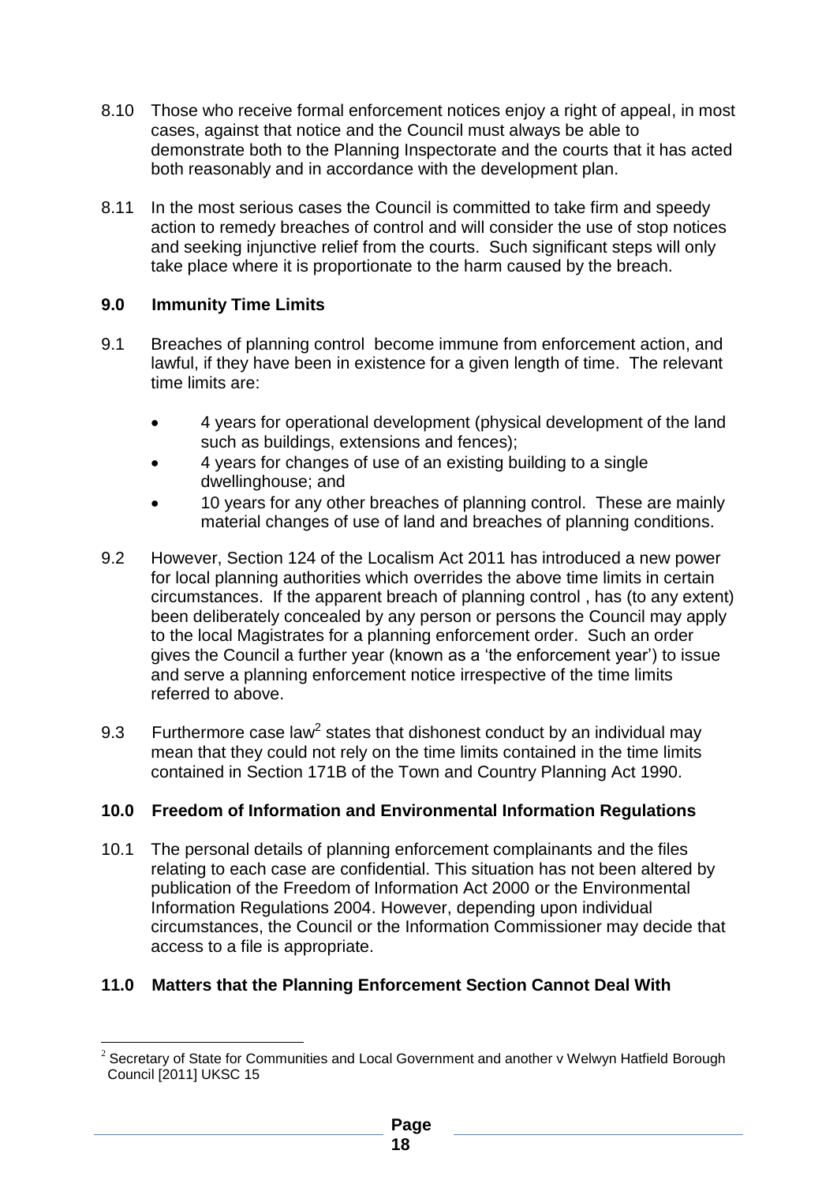8.10 Those who receive formal enforcement notices enjoy a right of appeal, in most cases, against that notice and the Council must always be able to demonstrate both to the Planning Inspectorate and the courts that it has acted both reasonably and in accordance with the development plan.

8.11 In the most serious cases the Council is committed to take firm and speedy action to remedy breaches of control and will consider the use of stop notices and seeking injunctive relief from the courts. Such significant steps will only take place where it is proportionate to the harm caused by the breach.

## 9.0 Immunity Time Limits

9.1 Breaches of planning control become immune from enforcement action, and lawful, if they have been in existence for a given length of time. The relevant time limits are:

- 4 years for operational development (physical development of the land such as buildings, extensions and fences);
- 4 years for changes of use of an existing building to a single dwellinghouse; and
- 10 years for any other breaches of planning control. These are mainly material changes of use of land and breaches of planning conditions.

9.2 However, Section 124 of the Localism Act 2011 has introduced a new power for local planning authorities which overrides the above time limits in certain circumstances. If the apparent breach of planning control , has (to any extent) been deliberately concealed by any person or persons the Council may apply to the local Magistrates for a planning enforcement order. Such an order gives the Council a further year (known as a 'the enforcement year') to issue and serve a planning enforcement notice irrespective of the time limits referred to above.

9.3 Furthermore case law[2] states that dishonest conduct by an individual may mean that they could not rely on the time limits contained in the time limits contained in Section 171B of the Town and Country Planning Act 1990.

## 10.0 Freedom of Information and Environmental Information Regulations

10.1 The personal details of planning enforcement complainants and the files relating to each case are confidential. This situation has not been altered by publication of the Freedom of Information Act 2000 or the Environmental Information Regulations 2004. However, depending upon individual circumstances, the Council or the Information Commissioner may decide that access to a file is appropriate.

## 11.0 Matters that the Planning Enforcement Section Cannot Deal With

---

[2] Secretary of State for Communities and Local Government and another v Welwyn Hatfield Borough Council [2011] UKSC 15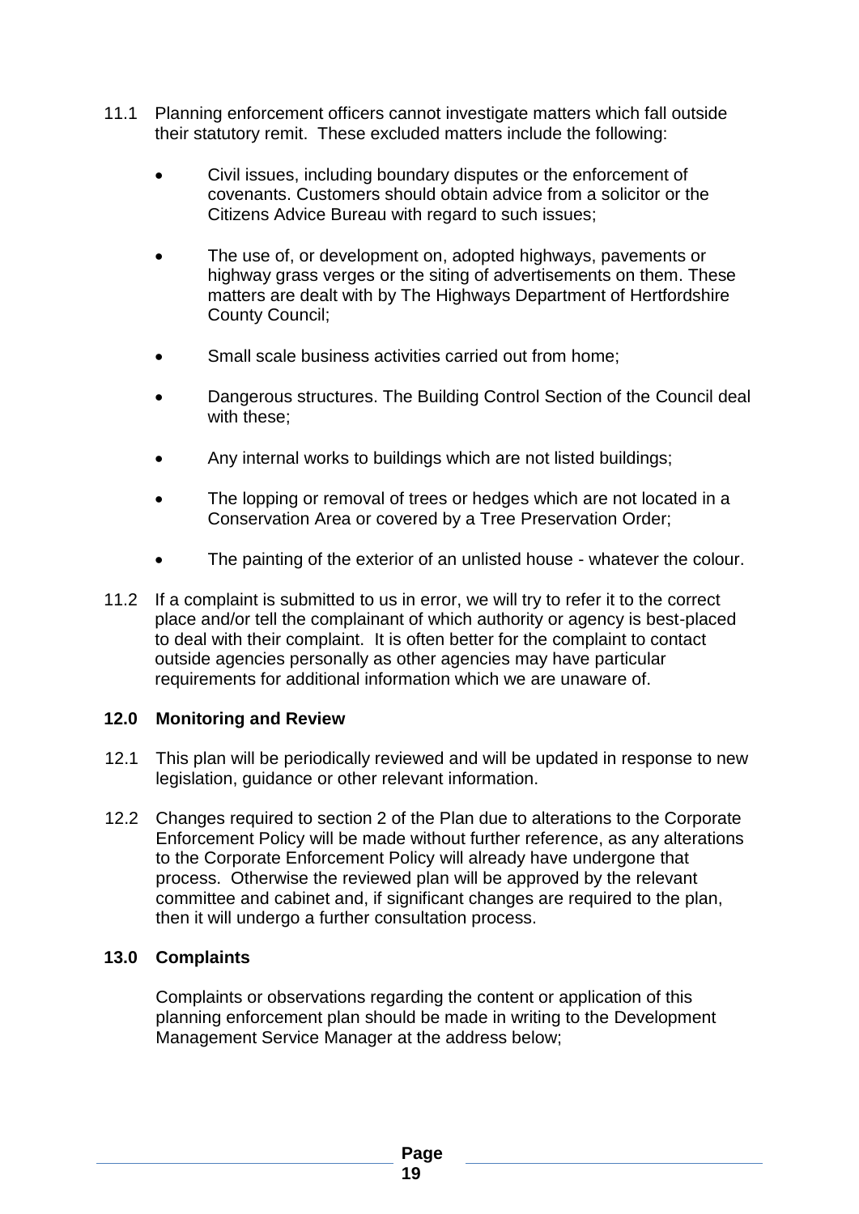11.1 Planning enforcement officers cannot investigate matters which fall outside their statutory remit. These excluded matters include the following:

- Civil issues, including boundary disputes or the enforcement of covenants. Customers should obtain advice from a solicitor or the Citizens Advice Bureau with regard to such issues;
- The use of, or development on, adopted highways, pavements or highway grass verges or the siting of advertisements on them. These matters are dealt with by The Highways Department of Hertfordshire County Council;
- Small scale business activities carried out from home;
- Dangerous structures. The Building Control Section of the Council deal with these;
- Any internal works to buildings which are not listed buildings;
- The lopping or removal of trees or hedges which are not located in a Conservation Area or covered by a Tree Preservation Order;
- The painting of the exterior of an unlisted house - whatever the colour.

11.2 If a complaint is submitted to us in error, we will try to refer it to the correct place and/or tell the complainant of which authority or agency is best-placed to deal with their complaint. It is often better for the complaint to contact outside agencies personally as other agencies may have particular requirements for additional information which we are unaware of.

## 12.0 Monitoring and Review

12.1 This plan will be periodically reviewed and will be updated in response to new legislation, guidance or other relevant information.

12.2 Changes required to section 2 of the Plan due to alterations to the Corporate Enforcement Policy will be made without further reference, as any alterations to the Corporate Enforcement Policy will already have undergone that process. Otherwise the reviewed plan will be approved by the relevant committee and cabinet and, if significant changes are required to the plan, then it will undergo a further consultation process.

## 13.0 Complaints

Complaints or observations regarding the content or application of this planning enforcement plan should be made in writing to the Development Management Service Manager at the address below;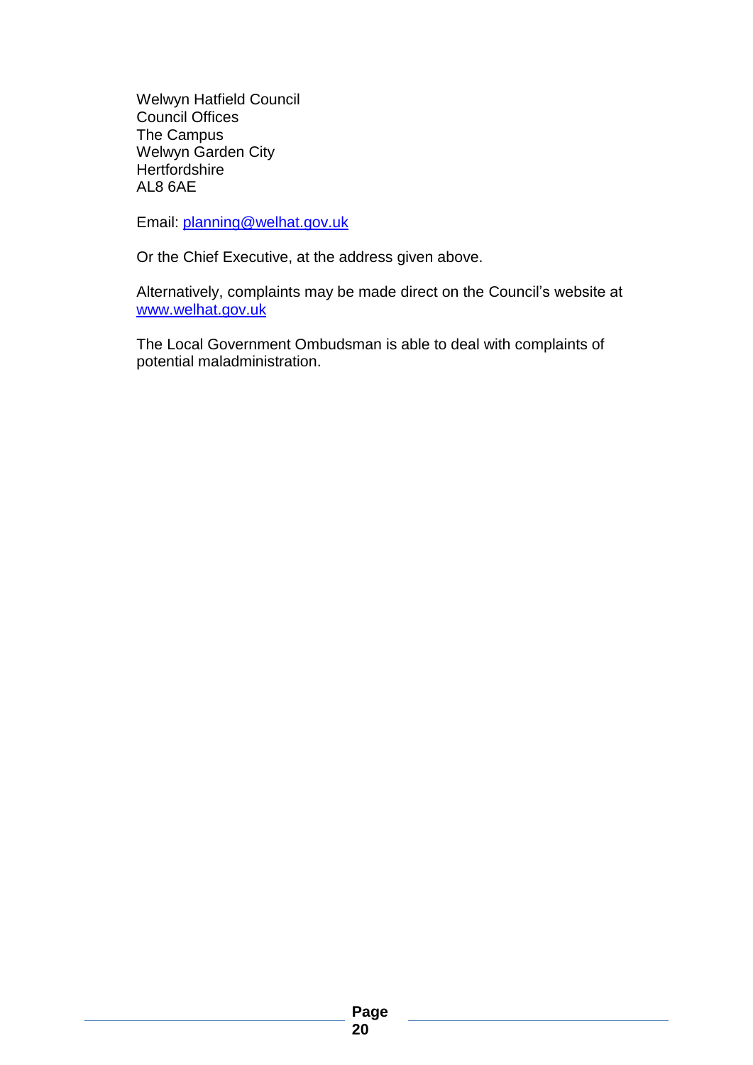Welwyn Hatfield Council
Council Offices
The Campus
Welwyn Garden City
Hertfordshire
AL8 6AE

Email: planning@welhat.gov.uk

Or the Chief Executive, at the address given above.

Alternatively, complaints may be made direct on the Council's website at www.welhat.gov.uk

The Local Government Ombudsman is able to deal with complaints of potential maladministration.